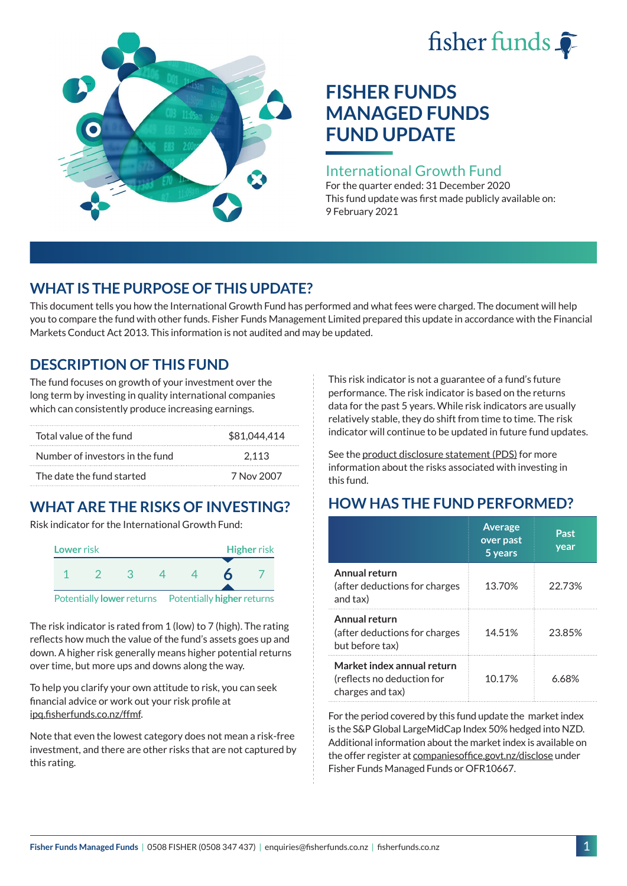fisher funds

# FISHER FUNDS MANAGED FUNDS FUND UPDATE

## International Growth Fund

For the quarter ended: 31 December 2020

This fund update was first made publicly available on: 9 February 2021

## WHAT IS THE PURPOSE OF THIS UPDATE?

This document tells you how the International Growth Fund has performed and what fees were charged. The document will help you to compare the fund with other funds. Fisher Funds Management Limited prepared this update in accordance with the Financial Markets Conduct Act 2013. This information is not audited and may be updated.

## DESCRIPTION OF THIS FUND

The fund focuses on growth of your investment over the long term by investing in quality international companies which can consistently produce increasing earnings.

| | |
|---|---|
| Total value of the fund | $81,044,414 |
| Number of investors in the fund | 2,113 |
| The date the fund started | 7 Nov 2007 |

## WHAT ARE THE RISKS OF INVESTING?

Risk indicator for the International Growth Fund:

| Lower risk | | | | | | Higher risk |
|---|---|---|---|---|---|---|
| 1 | 2 | 3 | 4 | 4 | **6** | 7 |
| Potentially lower returns | | | | | | Potentially higher returns |

The risk indicator is rated from 1 (low) to 7 (high). The rating reflects how much the value of the fund's assets goes up and down. A higher risk generally means higher potential returns over time, but more ups and downs along the way.

To help you clarify your own attitude to risk, you can seek financial advice or work out your risk profile at ipq.fisherfunds.co.nz/ffmf.

Note that even the lowest category does not mean a risk-free investment, and there are other risks that are not captured by this rating.

This risk indicator is not a guarantee of a fund's future performance. The risk indicator is based on the returns data for the past 5 years. While risk indicators are usually relatively stable, they do shift from time to time. The risk indicator will continue to be updated in future fund updates.

See the product disclosure statement (PDS) for more information about the risks associated with investing in this fund.

## HOW HAS THE FUND PERFORMED?

| | Average over past 5 years | Past year |
|---|---|---|
| **Annual return** (after deductions for charges and tax) | 13.70% | 22.73% |
| **Annual return** (after deductions for charges but before tax) | 14.51% | 23.85% |
| **Market index annual return** (reflects no deduction for charges and tax) | 10.17% | 6.68% |

For the period covered by this fund update the market index is the S&P Global LargeMidCap Index 50% hedged into NZD. Additional information about the market index is available on the offer register at companiesoffice.govt.nz/disclose under Fisher Funds Managed Funds or OFR10667.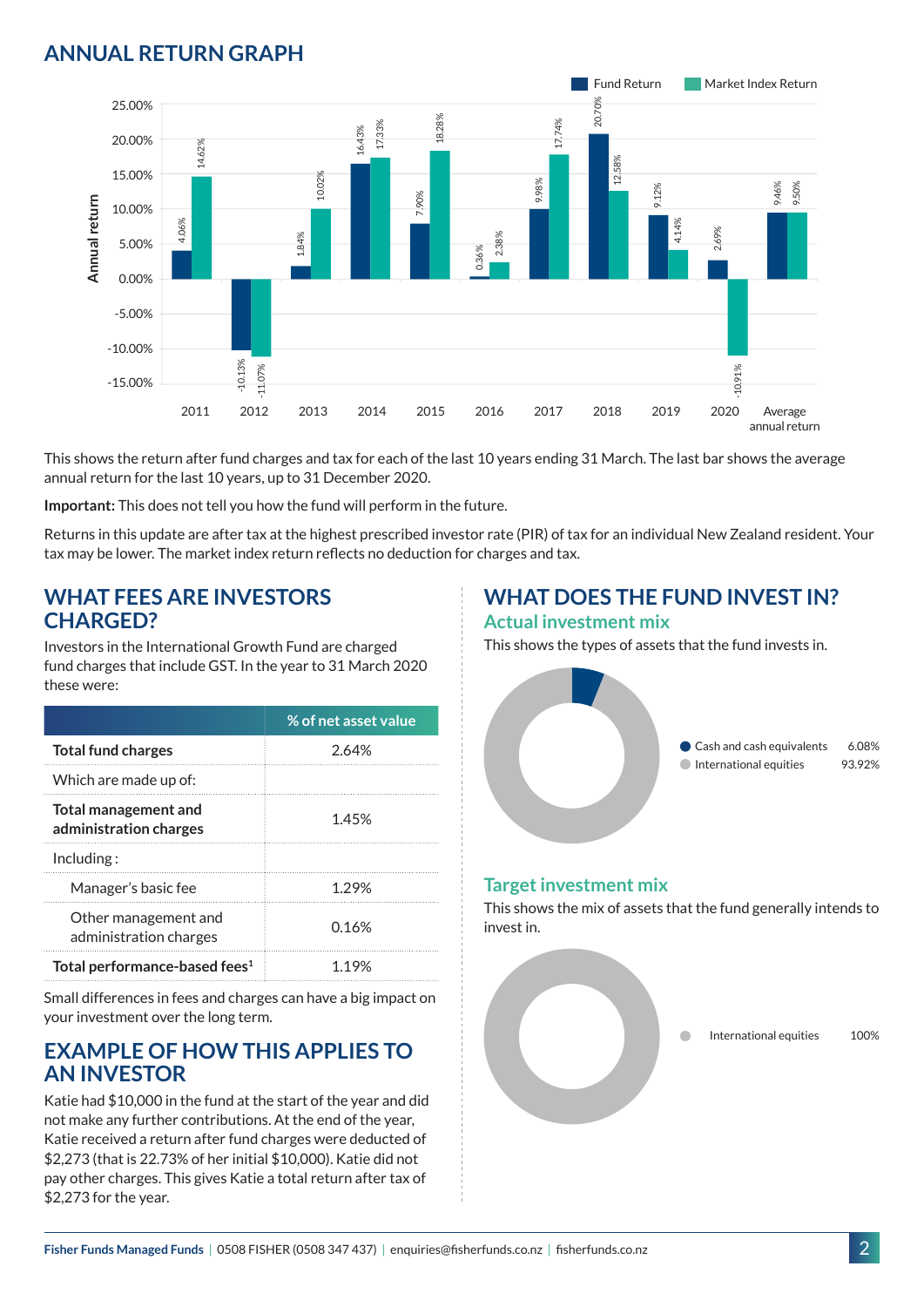## ANNUAL RETURN GRAPH

| Year | Fund Return | Market Index Return |
|---|---|---|
| 2011 | 4.06% | 14.62% |
| 2012 | -10.13% | -11.07% |
| 2013 | 1.84% | 10.02% |
| 2014 | 16.43% | 17.33% |
| 2015 | 7.90% | 18.28% |
| 2016 | 0.36% | 2.38% |
| 2017 | 9.98% | 17.74% |
| 2018 | 20.70% | 12.58% |
| 2019 | 9.12% | 4.14% |
| 2020 | 2.69% | -10.91% |
| Average annual return | 9.46% | 9.50% |

This shows the return after fund charges and tax for each of the last 10 years ending 31 March. The last bar shows the average annual return for the last 10 years, up to 31 December 2020.

**Important:** This does not tell you how the fund will perform in the future.

Returns in this update are after tax at the highest prescribed investor rate (PIR) of tax for an individual New Zealand resident. Your tax may be lower. The market index return reflects no deduction for charges and tax.

## WHAT FEES ARE INVESTORS CHARGED?

Investors in the International Growth Fund are charged fund charges that include GST. In the year to 31 March 2020 these were:

| | % of net asset value |
|---|---|
| **Total fund charges** | 2.64% |
| Which are made up of: | |
| **Total management and administration charges** | 1.45% |
| Including : | |
| Manager's basic fee | 1.29% |
| Other management and administration charges | 0.16% |
| **Total performance-based fees**[1] | 1.19% |

Small differences in fees and charges can have a big impact on your investment over the long term.

## EXAMPLE OF HOW THIS APPLIES TO AN INVESTOR

Katie had $10,000 in the fund at the start of the year and did not make any further contributions. At the end of the year, Katie received a return after fund charges were deducted of $2,273 (that is 22.73% of her initial $10,000). Katie did not pay other charges. This gives Katie a total return after tax of $2,273 for the year.

## WHAT DOES THE FUND INVEST IN?

### Actual investment mix

This shows the types of assets that the fund invests in.

| Asset | % |
|---|---|
| Cash and cash equivalents | 6.08% |
| International equities | 93.92% |

### Target investment mix

This shows the mix of assets that the fund generally intends to invest in.

| Asset | % |
|---|---|
| International equities | 100% |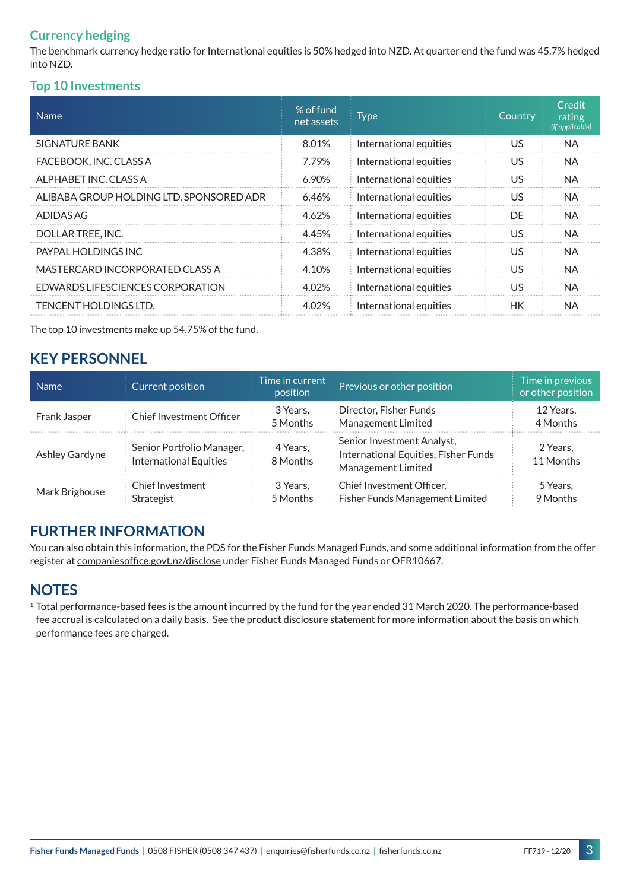## Currency hedging

The benchmark currency hedge ratio for International equities is 50% hedged into NZD. At quarter end the fund was 45.7% hedged into NZD.

## Top 10 Investments

| Name | % of fund net assets | Type | Country | Credit rating *(if applicable)* |
|---|---|---|---|---|
| SIGNATURE BANK | 8.01% | International equities | US | NA |
| FACEBOOK, INC. CLASS A | 7.79% | International equities | US | NA |
| ALPHABET INC. CLASS A | 6.90% | International equities | US | NA |
| ALIBABA GROUP HOLDING LTD. SPONSORED ADR | 6.46% | International equities | US | NA |
| ADIDAS AG | 4.62% | International equities | DE | NA |
| DOLLAR TREE, INC. | 4.45% | International equities | US | NA |
| PAYPAL HOLDINGS INC | 4.38% | International equities | US | NA |
| MASTERCARD INCORPORATED CLASS A | 4.10% | International equities | US | NA |
| EDWARDS LIFESCIENCES CORPORATION | 4.02% | International equities | US | NA |
| TENCENT HOLDINGS LTD. | 4.02% | International equities | HK | NA |

The top 10 investments make up 54.75% of the fund.

# KEY PERSONNEL

| Name | Current position | Time in current position | Previous or other position | Time in previous or other position |
|---|---|---|---|---|
| Frank Jasper | Chief Investment Officer | 3 Years, 5 Months | Director, Fisher Funds Management Limited | 12 Years, 4 Months |
| Ashley Gardyne | Senior Portfolio Manager, International Equities | 4 Years, 8 Months | Senior Investment Analyst, International Equities, Fisher Funds Management Limited | 2 Years, 11 Months |
| Mark Brighouse | Chief Investment Strategist | 3 Years, 5 Months | Chief Investment Officer, Fisher Funds Management Limited | 5 Years, 9 Months |

# FURTHER INFORMATION

You can also obtain this information, the PDS for the Fisher Funds Managed Funds, and some additional information from the offer register at companiesoffice.govt.nz/disclose under Fisher Funds Managed Funds or OFR10667.

# NOTES

[1] Total performance-based fees is the amount incurred by the fund for the year ended 31 March 2020. The performance-based fee accrual is calculated on a daily basis. See the product disclosure statement for more information about the basis on which performance fees are charged.